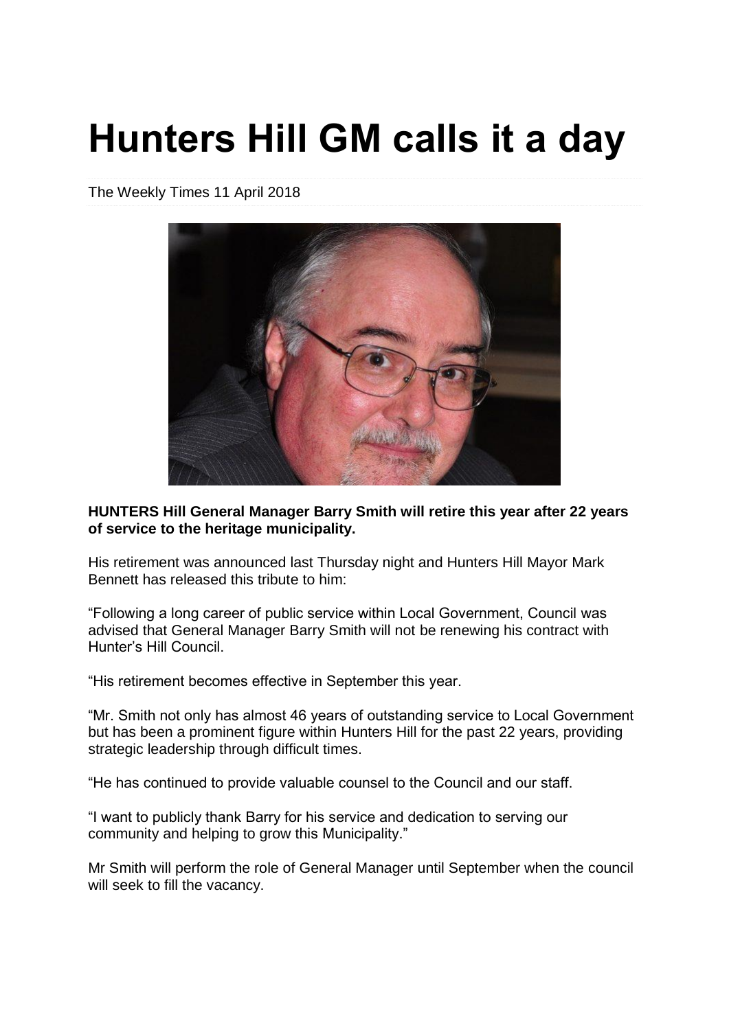# Hunters Hill GM calls it a day

The Weekly Times 11 April 2018

**HUNTERS Hill General Manager Barry Smith will retire this year after 22 years of service to the heritage municipality.**

His retirement was announced last Thursday night and Hunters Hill Mayor Mark Bennett has released this tribute to him:

“Following a long career of public service within Local Government, Council was advised that General Manager Barry Smith will not be renewing his contract with Hunter’s Hill Council.

“His retirement becomes effective in September this year.

“Mr. Smith not only has almost 46 years of outstanding service to Local Government but has been a prominent figure within Hunters Hill for the past 22 years, providing strategic leadership through difficult times.

“He has continued to provide valuable counsel to the Council and our staff.

“I want to publicly thank Barry for his service and dedication to serving our community and helping to grow this Municipality.”

Mr Smith will perform the role of General Manager until September when the council will seek to fill the vacancy.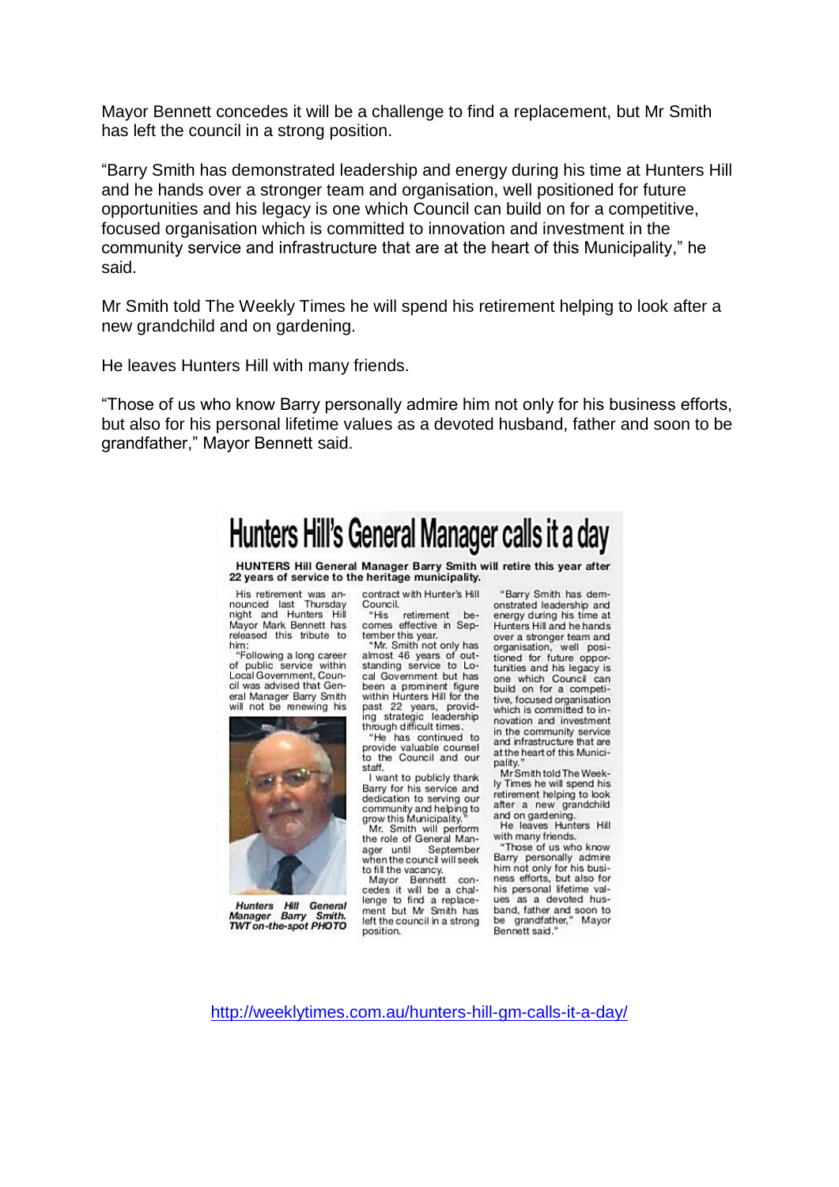Mayor Bennett concedes it will be a challenge to find a replacement, but Mr Smith has left the council in a strong position.

“Barry Smith has demonstrated leadership and energy during his time at Hunters Hill and he hands over a stronger team and organisation, well positioned for future opportunities and his legacy is one which Council can build on for a competitive, focused organisation which is committed to innovation and investment in the community service and infrastructure that are at the heart of this Municipality,” he said.

Mr Smith told The Weekly Times he will spend his retirement helping to look after a new grandchild and on gardening.

He leaves Hunters Hill with many friends.

“Those of us who know Barry personally admire him not only for his business efforts, but also for his personal lifetime values as a devoted husband, father and soon to be grandfather,” Mayor Bennett said.

# Hunters Hill's General Manager calls it a day

**HUNTERS Hill General Manager Barry Smith will retire this year after 22 years of service to the heritage municipality.**

His retirement was announced last Thursday night and Hunters Hill Mayor Mark Bennett has released this tribute to him:

"Following a long career of public service within Local Government, Council was advised that General Manager Barry Smith will not be renewing his contract with Hunter's Hill Council.

"His retirement becomes effective in September this year.

"Mr. Smith not only has almost 46 years of outstanding service to Local Government but has been a prominent figure within Hunters Hill for the past 22 years, providing strategic leadership through difficult times.

"He has continued to provide valuable counsel to the Council and our staff.

I want to publicly thank Barry for his service and dedication to serving our community and helping to grow this Municipality."

Mr. Smith will perform the role of General Manager until September when the council will seek to fill the vacancy.

Mayor Bennett concedes it will be a challenge to find a replacement but Mr Smith has left the council in a strong position.

"Barry Smith has demonstrated leadership and energy during his time at Hunters Hill and he hands over a stronger team and organisation, well positioned for future opportunities and his legacy is one which Council can build on for a competitive, focused organisation which is committed to innovation and investment in the community service and infrastructure that are at the heart of this Municipality."

Mr Smith told The Weekly Times he will spend his retirement helping to look after a new grandchild and on gardening.

He leaves Hunters Hill with many friends.

"Those of us who know Barry personally admire him not only for his business efforts, but also for his personal lifetime values as a devoted husband, father and soon to be grandfather," Mayor Bennett said."

*Hunters Hill General Manager Barry Smith. TWT on-the-spot PHOTO*

http://weeklytimes.com.au/hunters-hill-gm-calls-it-a-day/